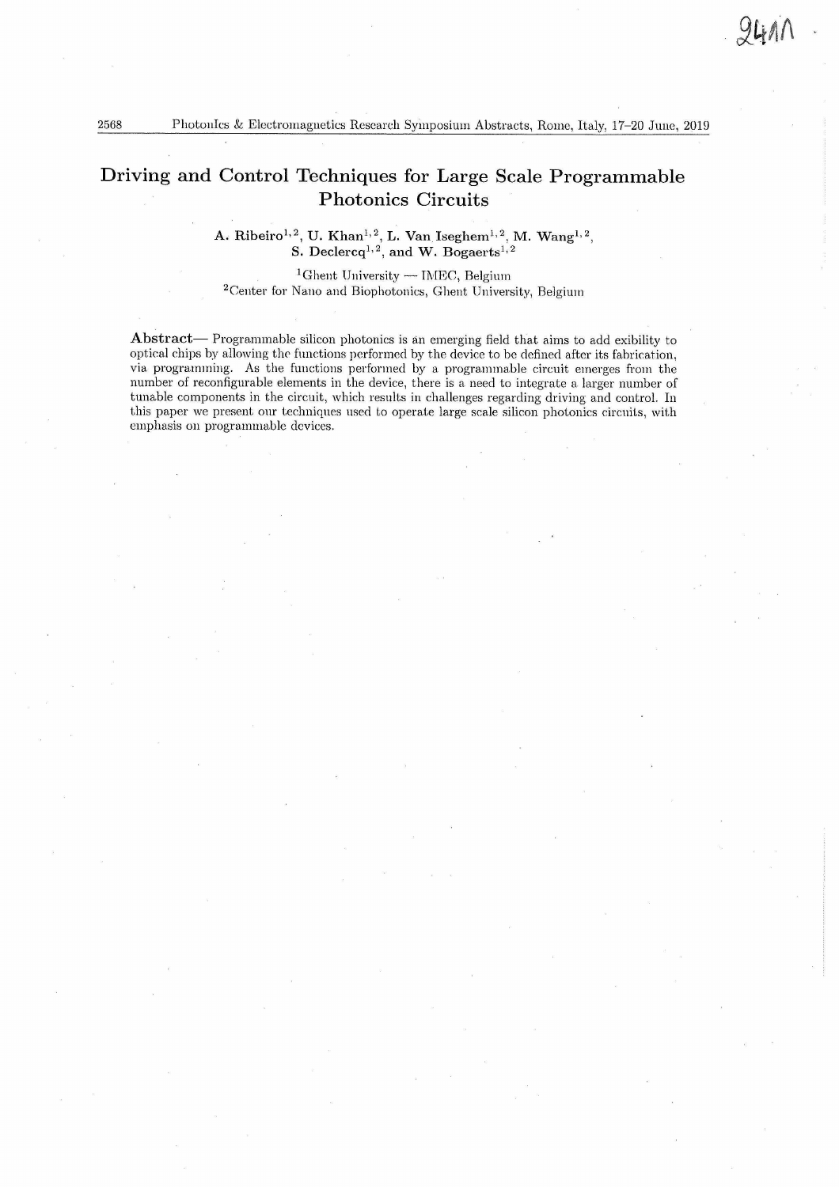# Driving and Control Techniques for Large Scale Programmable Photonics Circuits

**A. Ribeiro**[1,2], **U. Khan**[1,2], **L. Van Iseghem**[1,2], **M. Wang**[1,2], **S. Declercq**[1,2], and **W. Bogaerts**[1,2]

[1]Ghent University — IMEC, Belgium
[2]Center for Nano and Biophotonics, Ghent University, Belgium

**Abstract**— Programmable silicon photonics is an emerging field that aims to add exibility to optical chips by allowing the functions performed by the device to be defined after its fabrication, via programming. As the functions performed by a programmable circuit emerges from the number of reconfigurable elements in the device, there is a need to integrate a larger number of tunable components in the circuit, which results in challenges regarding driving and control. In this paper we present our techniques used to operate large scale silicon photonics circuits, with emphasis on programmable devices.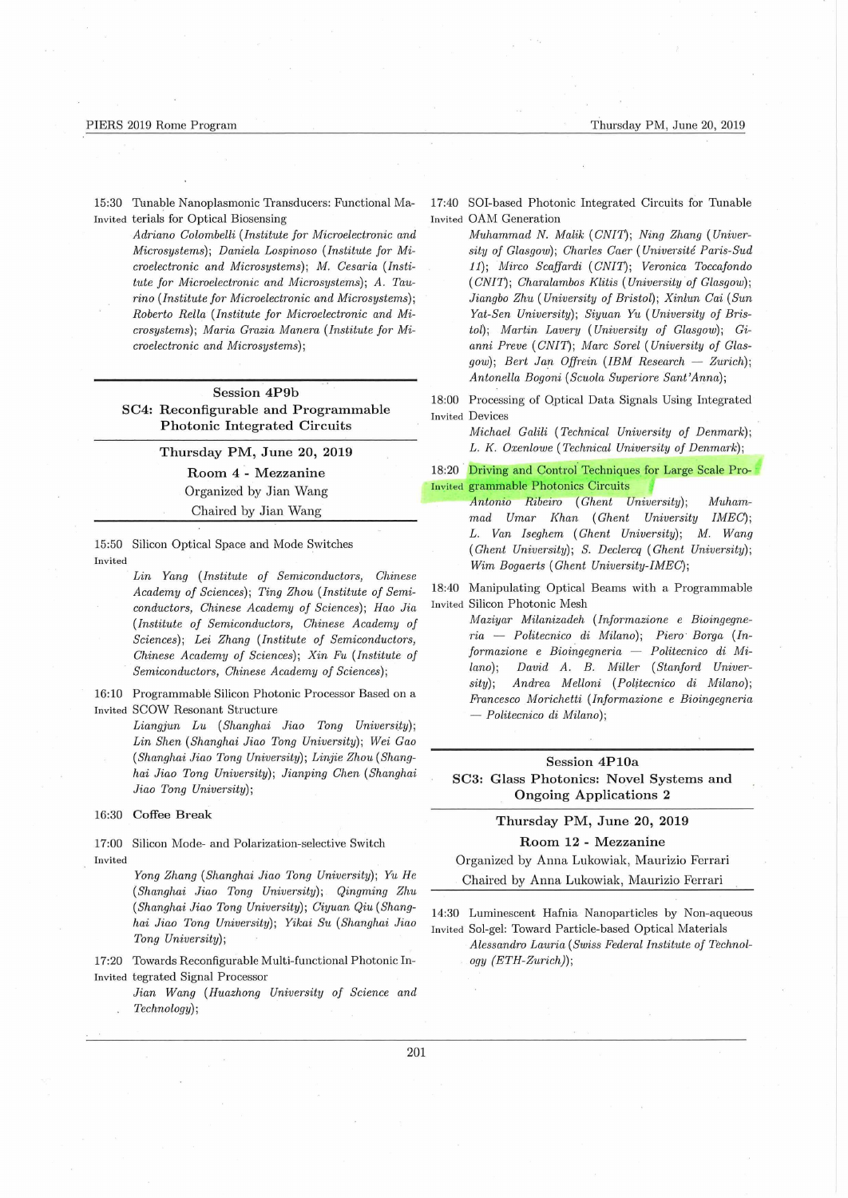15:30 Tunable Nanoplasmonic Transducers: Functional Materials for Optical Biosensing
Invited
*Adriano Colombelli (Institute for Microelectronic and Microsystems); Daniela Lospinoso (Institute for Microelectronic and Microsystems); M. Cesaria (Institute for Microelectronic and Microsystems); A. Taurino (Institute for Microelectronic and Microsystems); Roberto Rella (Institute for Microelectronic and Microsystems); Maria Grazia Manera (Institute for Microelectronic and Microsystems);*

## Session 4P9b
## SC4: Reconfigurable and Programmable Photonic Integrated Circuits

**Thursday PM, June 20, 2019**

**Room 4 - Mezzanine**

Organized by Jian Wang

Chaired by Jian Wang

15:50 Silicon Optical Space and Mode Switches
Invited
*Lin Yang (Institute of Semiconductors, Chinese Academy of Sciences); Ting Zhou (Institute of Semiconductors, Chinese Academy of Sciences); Hao Jia (Institute of Semiconductors, Chinese Academy of Sciences); Lei Zhang (Institute of Semiconductors, Chinese Academy of Sciences); Xin Fu (Institute of Semiconductors, Chinese Academy of Sciences);*

16:10 Programmable Silicon Photonic Processor Based on a SCOW Resonant Structure
Invited
*Liangjun Lu (Shanghai Jiao Tong University); Lin Shen (Shanghai Jiao Tong University); Wei Gao (Shanghai Jiao Tong University); Linjie Zhou (Shanghai Jiao Tong University); Jianping Chen (Shanghai Jiao Tong University);*

16:30 **Coffee Break**

17:00 Silicon Mode- and Polarization-selective Switch
Invited
*Yong Zhang (Shanghai Jiao Tong University); Yu He (Shanghai Jiao Tong University); Qingming Zhu (Shanghai Jiao Tong University); Ciyuan Qiu (Shanghai Jiao Tong University); Yikai Su (Shanghai Jiao Tong University);*

17:20 Towards Reconfigurable Multi-functional Photonic Integrated Signal Processor
Invited
*Jian Wang (Huazhong University of Science and Technology);*

17:40 SOI-based Photonic Integrated Circuits for Tunable OAM Generation
Invited
*Muhammad N. Malik (CNIT); Ning Zhang (University of Glasgow); Charles Caer (Université Paris-Sud 11); Mirco Scaffardi (CNIT); Veronica Toccafondo (CNIT); Charalambos Klitis (University of Glasgow); Jiangbo Zhu (University of Bristol); Xinlun Cai (Sun Yat-Sen University); Siyuan Yu (University of Bristol); Martin Lavery (University of Glasgow); Gianni Preve (CNIT); Marc Sorel (University of Glasgow); Bert Jan Offrein (IBM Research — Zurich); Antonella Bogoni (Scuola Superiore Sant'Anna);*

18:00 Processing of Optical Data Signals Using Integrated Devices
Invited
*Michael Galili (Technical University of Denmark); L. K. Oxenlowe (Technical University of Denmark);*

18:20 Driving and Control Techniques for Large Scale Programmable Photonics Circuits
Invited
*Antonio Ribeiro (Ghent University); Muhammad Umar Khan (Ghent University IMEC); L. Van Iseghem (Ghent University); M. Wang (Ghent University); S. Declercq (Ghent University); Wim Bogaerts (Ghent University-IMEC);*

18:40 Manipulating Optical Beams with a Programmable Silicon Photonic Mesh
Invited
*Maziyar Milanizadeh (Informazione e Bioingegneria — Politecnico di Milano); Piero Borga (Informazione e Bioingegneria — Politecnico di Milano); David A. B. Miller (Stanford University); Andrea Melloni (Politecnico di Milano); Francesco Morichetti (Informazione e Bioingegneria — Politecnico di Milano);*

## Session 4P10a
## SC3: Glass Photonics: Novel Systems and Ongoing Applications 2

**Thursday PM, June 20, 2019**

**Room 12 - Mezzanine**

Organized by Anna Lukowiak, Maurizio Ferrari

Chaired by Anna Lukowiak, Maurizio Ferrari

14:30 Luminescent Hafnia Nanoparticles by Non-aqueous Sol-gel: Toward Particle-based Optical Materials
Invited
*Alessandro Lauria (Swiss Federal Institute of Technology (ETH-Zurich));*